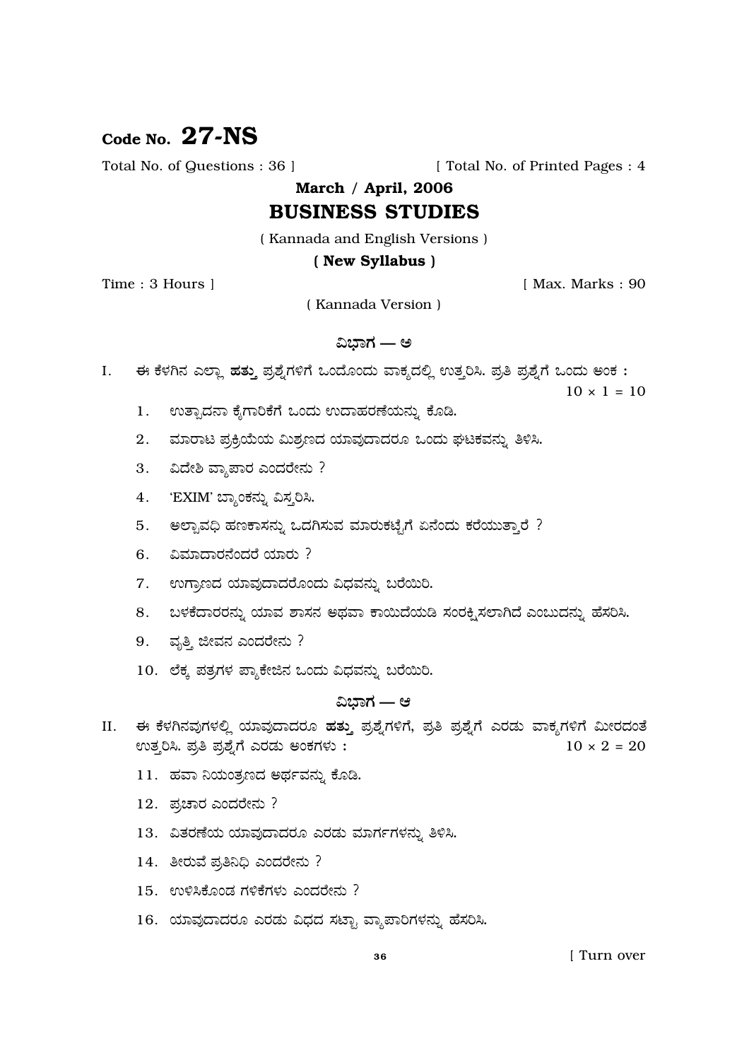Code No. **27-NS**

Total No. of Questions : 36 ] [ Total No. of Printed Pages : 4

**March / April, 2006**

# BUSINESS STUDIES

( Kannada and English Versions )

**( New Syllabus )**

Time : 3 Hours ] [ Max. Marks : 90

( Kannada Version )

## ವಿಭಾಗ — ಅ

I. ಈ ಕೆಳಗಿನ ಎಲ್ಲಾ **ಹತ್ತು** ಪ್ರಶ್ನೆಗಳಿಗೆ ಒಂದೊಂದು ವಾಕ್ಯದಲ್ಲಿ ಉತ್ತರಿಸಿ. ಪ್ರತಿ ಪ್ರಶ್ನೆಗೆ ಒಂದು ಅಂಕ : $10 \times 1 = 10$

1. ಉತ್ಪಾದನಾ ಕೈಗಾರಿಕೆಗೆ ಒಂದು ಉದಾಹರಣೆಯನ್ನು ಕೊಡಿ.
2. ಮಾರಾಟ ಪ್ರಕ್ರಿಯೆಯ ಮಿಶ್ರಣದ ಯಾವುದಾದರೂ ಒಂದು ಘಟಕವನ್ನು ತಿಳಿಸಿ.
3. ವಿದೇಶಿ ವ್ಯಾಪಾರ ಎಂದರೇನು ?
4. 'EXIM' ಬ್ಯಾಂಕನ್ನು ವಿಸ್ತರಿಸಿ.
5. ಅಲ್ಪಾವಧಿ ಹಣಕಾಸನ್ನು ಒದಗಿಸುವ ಮಾರುಕಟ್ಟೆಗೆ ಏನೆಂದು ಕರೆಯುತ್ತಾರೆ ?
6. ವಿಮಾದಾರನೆಂದರೆ ಯಾರು ?
7. ಉಗ್ರಾಣದ ಯಾವುದಾದರೊಂದು ವಿಧವನ್ನು ಬರೆಯಿರಿ.
8. ಬಳಕೆದಾರರನ್ನು ಯಾವ ಶಾಸನ ಅಥವಾ ಕಾಯಿದೆಯಡಿ ಸಂರಕ್ಷಿಸಲಾಗಿದೆ ಎಂಬುದನ್ನು ಹೆಸರಿಸಿ.
9. ವೃತ್ತಿ ಜೀವನ ಎಂದರೇನು ?
10. ಲೆಕ್ಕ ಪತ್ರಗಳ ಪ್ಯಾಕೇಜಿನ ಒಂದು ವಿಧವನ್ನು ಬರೆಯಿರಿ.

## ವಿಭಾಗ — ಆ

II. ಈ ಕೆಳಗಿನವುಗಳಲ್ಲಿ ಯಾವುದಾದರೂ **ಹತ್ತು** ಪ್ರಶ್ನೆಗಳಿಗೆ, ಪ್ರತಿ ಪ್ರಶ್ನೆಗೆ ಎರಡು ವಾಕ್ಯಗಳಿಗೆ ಮೀರದಂತೆ ಉತ್ತರಿಸಿ. ಪ್ರತಿ ಪ್ರಶ್ನೆಗೆ ಎರಡು ಅಂಕಗಳು : $10 \times 2 = 20$

11. ಹವಾ ನಿಯಂತ್ರಣದ ಅರ್ಥವನ್ನು ಕೊಡಿ.
12. ಪ್ರಚಾರ ಎಂದರೇನು ?
13. ವಿತರಣೆಯ ಯಾವುದಾದರೂ ಎರಡು ಮಾರ್ಗಗಳನ್ನು ತಿಳಿಸಿ.
14. ತೀರುವೆ ಪ್ರತಿನಿಧಿ ಎಂದರೇನು ?
15. ಉಳಿಸಿಕೊಂಡ ಗಳಿಕೆಗಳು ಎಂದರೇನು ?
16. ಯಾವುದಾದರೂ ಎರಡು ವಿಧದ ಸಟ್ಟಾ ವ್ಯಾಪಾರಿಗಳನ್ನು ಹೆಸರಿಸಿ.

[ Turn over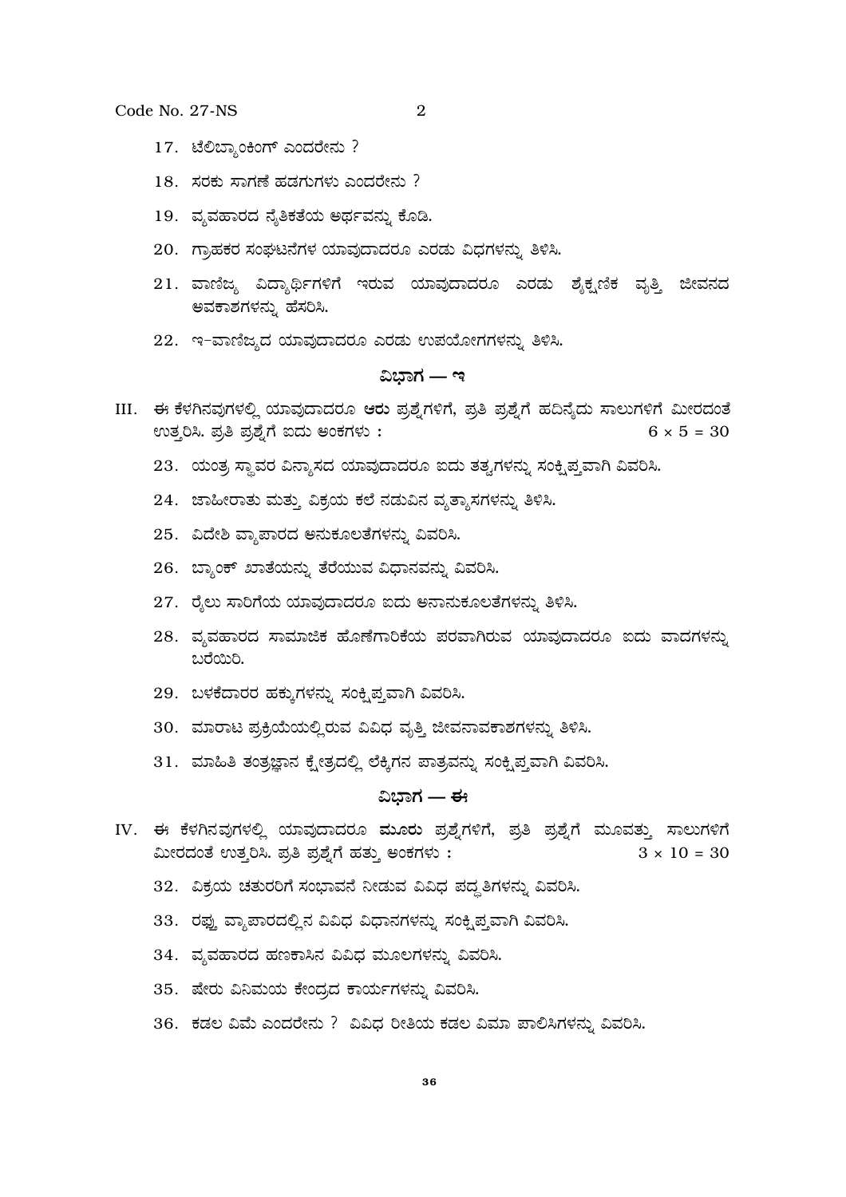17. ಟೆಲಿಬ್ಯಾಂಕಿಂಗ್ ಎಂದರೇನು ?

18. ಸರಕು ಸಾಗಣೆ ಹಡಗುಗಳು ಎಂದರೇನು ?

19. ವ್ಯವಹಾರದ ನೈತಿಕತೆಯ ಅರ್ಥವನ್ನು ಕೊಡಿ.

20. ಗ್ರಾಹಕರ ಸಂಘಟನೆಗಳ ಯಾವುದಾದರೂ ಎರಡು ವಿಧಗಳನ್ನು ತಿಳಿಸಿ.

21. ವಾಣಿಜ್ಯ ವಿದ್ಯಾರ್ಥಿಗಳಿಗೆ ಇರುವ ಯಾವುದಾದರೂ ಎರಡು ಶೈಕ್ಷಣಿಕ ವೃತ್ತಿ ಜೀವನದ ಅವಕಾಶಗಳನ್ನು ಹೆಸರಿಸಿ.

22. ಇ-ವಾಣಿಜ್ಯದ ಯಾವುದಾದರೂ ಎರಡು ಉಪಯೋಗಗಳನ್ನು ತಿಳಿಸಿ.

## ವಿಭಾಗ — ಇ

III. ಈ ಕೆಳಗಿನವುಗಳಲ್ಲಿ ಯಾವುದಾದರೂ **ಆರು** ಪ್ರಶ್ನೆಗಳಿಗೆ, ಪ್ರತಿ ಪ್ರಶ್ನೆಗೆ ಹದಿನೈದು ಸಾಲುಗಳಿಗೆ ಮೀರದಂತೆ ಉತ್ತರಿಸಿ. ಪ್ರತಿ ಪ್ರಶ್ನೆಗೆ ಐದು ಅಂಕಗಳು : $6 \times 5 = 30$

23. ಯಂತ್ರ ಸ್ಥಾವರ ವಿನ್ಯಾಸದ ಯಾವುದಾದರೂ ಐದು ತತ್ವಗಳನ್ನು ಸಂಕ್ಷಿಪ್ತವಾಗಿ ವಿವರಿಸಿ.

24. ಜಾಹೀರಾತು ಮತ್ತು ವಿಕ್ರಯ ಕಲೆ ನಡುವಿನ ವ್ಯತ್ಯಾಸಗಳನ್ನು ತಿಳಿಸಿ.

25. ವಿದೇಶಿ ವ್ಯಾಪಾರದ ಅನುಕೂಲತೆಗಳನ್ನು ವಿವರಿಸಿ.

26. ಬ್ಯಾಂಕ್ ಖಾತೆಯನ್ನು ತೆರೆಯುವ ವಿಧಾನವನ್ನು ವಿವರಿಸಿ.

27. ರೈಲು ಸಾರಿಗೆಯ ಯಾವುದಾದರೂ ಐದು ಅನಾನುಕೂಲತೆಗಳನ್ನು ತಿಳಿಸಿ.

28. ವ್ಯವಹಾರದ ಸಾಮಾಜಿಕ ಹೊಣೆಗಾರಿಕೆಯ ಪರವಾಗಿರುವ ಯಾವುದಾದರೂ ಐದು ವಾದಗಳನ್ನು ಬರೆಯಿರಿ.

29. ಬಳಕೆದಾರರ ಹಕ್ಕುಗಳನ್ನು ಸಂಕ್ಷಿಪ್ತವಾಗಿ ವಿವರಿಸಿ.

30. ಮಾರಾಟ ಪ್ರಕ್ರಿಯೆಯಲ್ಲಿರುವ ವಿವಿಧ ವೃತ್ತಿ ಜೀವನಾವಕಾಶಗಳನ್ನು ತಿಳಿಸಿ.

31. ಮಾಹಿತಿ ತಂತ್ರಜ್ಞಾನ ಕ್ಷೇತ್ರದಲ್ಲಿ ಲೆಕ್ಕಿಗನ ಪಾತ್ರವನ್ನು ಸಂಕ್ಷಿಪ್ತವಾಗಿ ವಿವರಿಸಿ.

## ವಿಭಾಗ — ಈ

IV. ಈ ಕೆಳಗಿನವುಗಳಲ್ಲಿ ಯಾವುದಾದರೂ **ಮೂರು** ಪ್ರಶ್ನೆಗಳಿಗೆ, ಪ್ರತಿ ಪ್ರಶ್ನೆಗೆ ಮೂವತ್ತು ಸಾಲುಗಳಿಗೆ ಮೀರದಂತೆ ಉತ್ತರಿಸಿ. ಪ್ರತಿ ಪ್ರಶ್ನೆಗೆ ಹತ್ತು ಅಂಕಗಳು : $3 \times 10 = 30$

32. ವಿಕ್ರಯ ಚತುರರಿಗೆ ಸಂಭಾವನೆ ನೀಡುವ ವಿವಿಧ ಪದ್ಧತಿಗಳನ್ನು ವಿವರಿಸಿ.

33. ರಫ್ತು ವ್ಯಾಪಾರದಲ್ಲಿನ ವಿವಿಧ ವಿಧಾನಗಳನ್ನು ಸಂಕ್ಷಿಪ್ತವಾಗಿ ವಿವರಿಸಿ.

34. ವ್ಯವಹಾರದ ಹಣಕಾಸಿನ ವಿವಿಧ ಮೂಲಗಳನ್ನು ವಿವರಿಸಿ.

35. ಷೇರು ವಿನಿಮಯ ಕೇಂದ್ರದ ಕಾರ್ಯಗಳನ್ನು ವಿವರಿಸಿ.

36. ಕಡಲ ವಿಮೆ ಎಂದರೇನು ? ವಿವಿಧ ರೀತಿಯ ಕಡಲ ವಿಮಾ ಪಾಲಿಸಿಗಳನ್ನು ವಿವರಿಸಿ.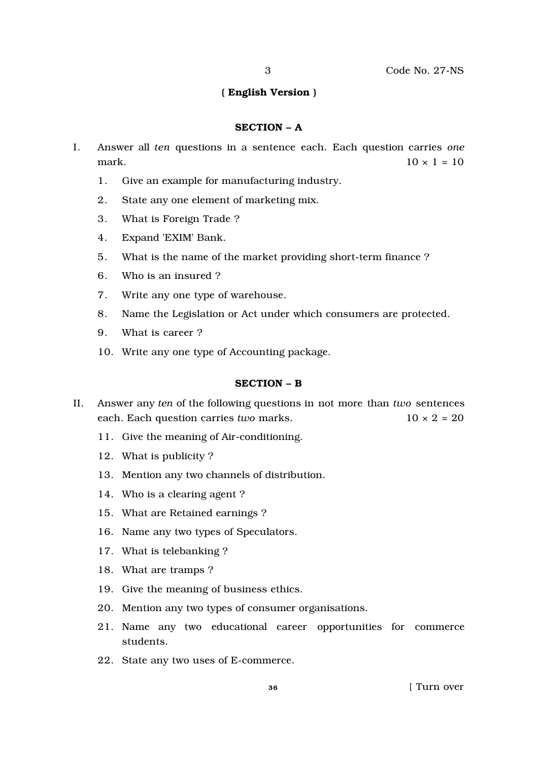**( English Version )**

## SECTION – A

I. Answer all *ten* questions in a sentence each. Each question carries *one* mark. $10 \times 1 = 10$

1. Give an example for manufacturing industry.
2. State any one element of marketing mix.
3. What is Foreign Trade ?
4. Expand 'EXIM' Bank.
5. What is the name of the market providing short-term finance ?
6. Who is an insured ?
7. Write any one type of warehouse.
8. Name the Legislation or Act under which consumers are protected.
9. What is career ?
10. Write any one type of Accounting package.

## SECTION – B

II. Answer any *ten* of the following questions in not more than *two* sentences each. Each question carries *two* marks. $10 \times 2 = 20$

11. Give the meaning of Air-conditioning.
12. What is publicity ?
13. Mention any two channels of distribution.
14. Who is a clearing agent ?
15. What are Retained earnings ?
16. Name any two types of Speculators.
17. What is telebanking ?
18. What are tramps ?
19. Give the meaning of business ethics.
20. Mention any two types of consumer organisations.
21. Name any two educational career opportunities for commerce students.
22. State any two uses of E-commerce.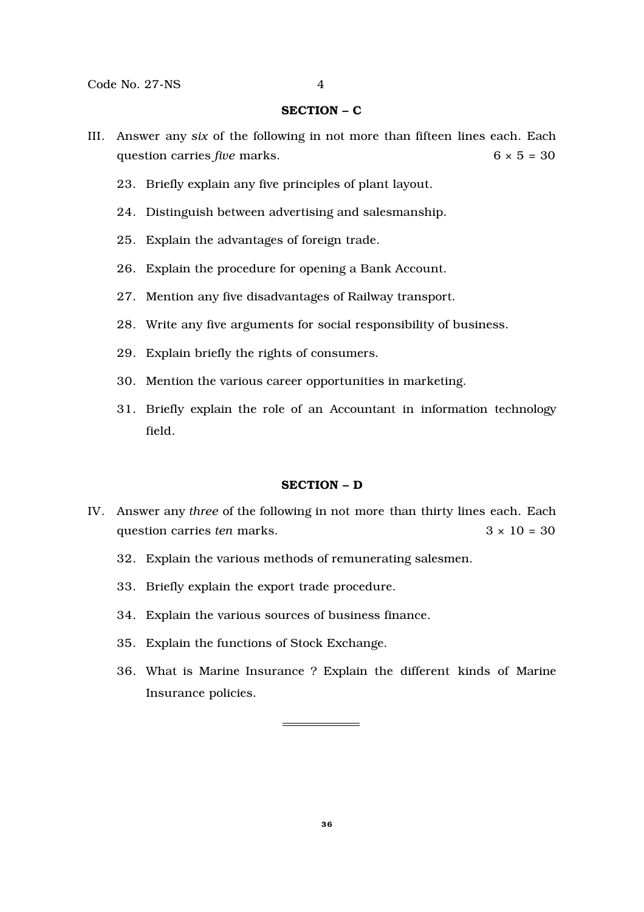## SECTION – C

III. Answer any *six* of the following in not more than fifteen lines each. Each question carries *five* marks. $6 \times 5 = 30$

23. Briefly explain any five principles of plant layout.

24. Distinguish between advertising and salesmanship.

25. Explain the advantages of foreign trade.

26. Explain the procedure for opening a Bank Account.

27. Mention any five disadvantages of Railway transport.

28. Write any five arguments for social responsibility of business.

29. Explain briefly the rights of consumers.

30. Mention the various career opportunities in marketing.

31. Briefly explain the role of an Accountant in information technology field.

## SECTION – D

IV. Answer any *three* of the following in not more than thirty lines each. Each question carries *ten* marks. $3 \times 10 = 30$

32. Explain the various methods of remunerating salesmen.

33. Briefly explain the export trade procedure.

34. Explain the various sources of business finance.

35. Explain the functions of Stock Exchange.

36. What is Marine Insurance ? Explain the different kinds of Marine Insurance policies.